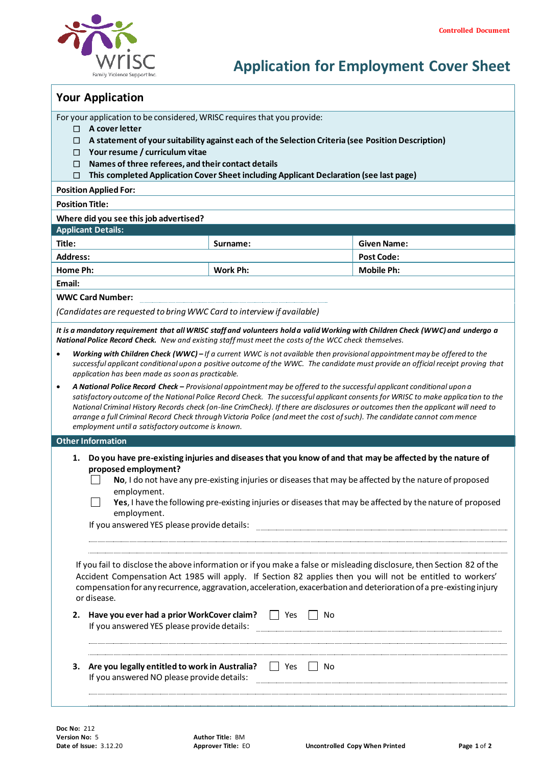Controlled Document

# Application for Employment Cover Sheet

## Your Application

For your application to be considered, WRISC requires that you provide:

- ☐ **A cover letter**
- ☐ **A statement of your suitability against each of the Selection Criteria (see Position Description)**
- ☐ **Your resume / curriculum vitae**
- ☐ **Names of three referees, and their contact details**
- ☐ **This completed Application Cover Sheet including Applicant Declaration (see last page)**

**Position Applied For:**

**Position Title:**

**Where did you see this job advertised?**

**Applicant Details:**

| **Title:** | **Surname:** | **Given Name:** |
|---|---|---|
| **Address:** | | **Post Code:** |
| **Home Ph:** | **Work Ph:** | **Mobile Ph:** |
| **Email:** | | |

**WWC Card Number:** ____________________

*(Candidates are requested to bring WWC Card to interview if available)*

***It is a mandatory requirement that all WRISC staff and volunteers hold a valid Working with Children Check (WWC) and undergo a National Police Record Check.*** *New and existing staff must meet the costs of the WCC check themselves.*

- ***Working with Children Check (WWC) –*** *If a current WWC is not available then provisional appointment may be offered to the successful applicant conditional upon a positive outcome of the WWC. The candidate must provide an official receipt proving that application has been made as soon as practicable.*
- ***A National Police Record Check –*** *Provisional appointment may be offered to the successful applicant conditional upon a satisfactory outcome of the National Police Record Check. The successful applicant consents for WRISC to make application to the National Criminal History Records check (on-line CrimCheck). If there are disclosures or outcomes then the applicant will need to arrange a full Criminal Record Check through Victoria Police (and meet the cost of such). The candidate cannot commence employment until a satisfactory outcome is known.*

**Other Information**

1. **Do you have pre-existing injuries and diseases that you know of and that may be affected by the nature of proposed employment?**

   ☐ **No**, I do not have any pre-existing injuries or diseases that may be affected by the nature of proposed employment.

   ☐ **Yes**, I have the following pre-existing injuries or diseases that may be affected by the nature of proposed employment.

   If you answered YES please provide details: ____________________

   ____________________

   ____________________

If you fail to disclose the above information or if you make a false or misleading disclosure, then Section 82 of the Accident Compensation Act 1985 will apply. If Section 82 applies then you will not be entitled to workers' compensation for any recurrence, aggravation, acceleration, exacerbation and deterioration of a pre-existing injury or disease.

2. **Have you ever had a prior WorkCover claim?** ☐ Yes ☐ No

   If you answered YES please provide details: ____________________

   ____________________

   ____________________

3. **Are you legally entitled to work in Australia?** ☐ Yes ☐ No

   If you answered NO please provide details: ____________________

   ____________________

**Doc No:** 212
**Version No:** 5
**Date of Issue:** 3.12.20
**Author Title:** BM
**Approver Title:** EO
**Uncontrolled Copy When Printed**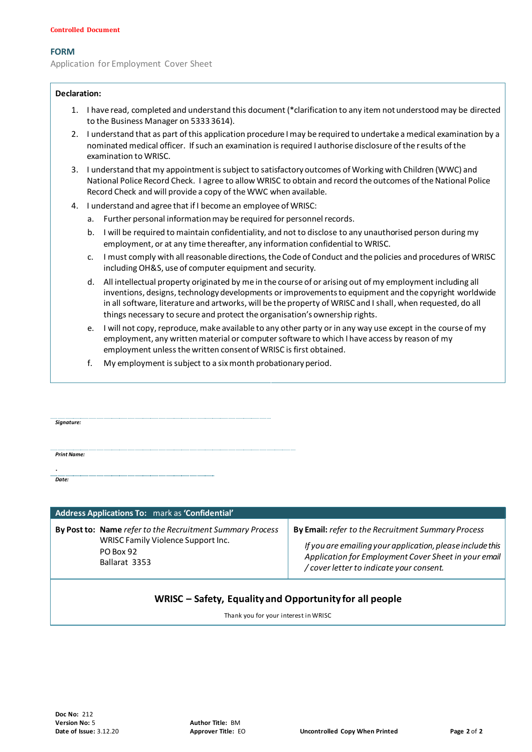Controlled Document

## FORM

Application for Employment Cover Sheet

**Declaration:**

1. I have read, completed and understand this document (*clarification to any item not understood may be directed to the Business Manager on 5333 3614).
2. I understand that as part of this application procedure I may be required to undertake a medical examination by a nominated medical officer. If such an examination is required I authorise disclosure of the results of the examination to WRISC.
3. I understand that my appointment is subject to satisfactory outcomes of Working with Children (WWC) and National Police Record Check. I agree to allow WRISC to obtain and record the outcomes of the National Police Record Check and will provide a copy of the WWC when available.
4. I understand and agree that if I become an employee of WRISC:
   a. Further personal information may be required for personnel records.
   b. I will be required to maintain confidentiality, and not to disclose to any unauthorised person during my employment, or at any time thereafter, any information confidential to WRISC.
   c. I must comply with all reasonable directions, the Code of Conduct and the policies and procedures of WRISC including OH&S, use of computer equipment and security.
   d. All intellectual property originated by me in the course of or arising out of my employment including all inventions, designs, technology developments or improvements to equipment and the copyright worldwide in all software, literature and artworks, will be the property of WRISC and I shall, when requested, do all things necessary to secure and protect the organisation's ownership rights.
   e. I will not copy, reproduce, make available to any other party or in any way use except in the course of my employment, any written material or computer software to which I have access by reason of my employment unless the written consent of WRISC is first obtained.
   f. My employment is subject to a six month probationary period.

***Signature:***

***Print Name:***

***Date:***

| **Address Applications To:** mark as **'Confidential'** | |
|---|---|
| **By Post to:** **Name** *refer to the Recruitment Summary Process*<br>WRISC Family Violence Support Inc.<br>PO Box 92<br>Ballarat 3353 | **By Email:** *refer to the Recruitment Summary Process*<br>*If you are emailing your application, please include this Application for Employment Cover Sheet in your email / cover letter to indicate your consent.* |

**WRISC – Safety, Equality and Opportunity for all people**

Thank you for your interest in WRISC

**Doc No:** 212
**Version No:** 5
**Date of Issue:** 3.12.20

**Author Title:** BM
**Approver Title:** EO

**Uncontrolled Copy When Printed**